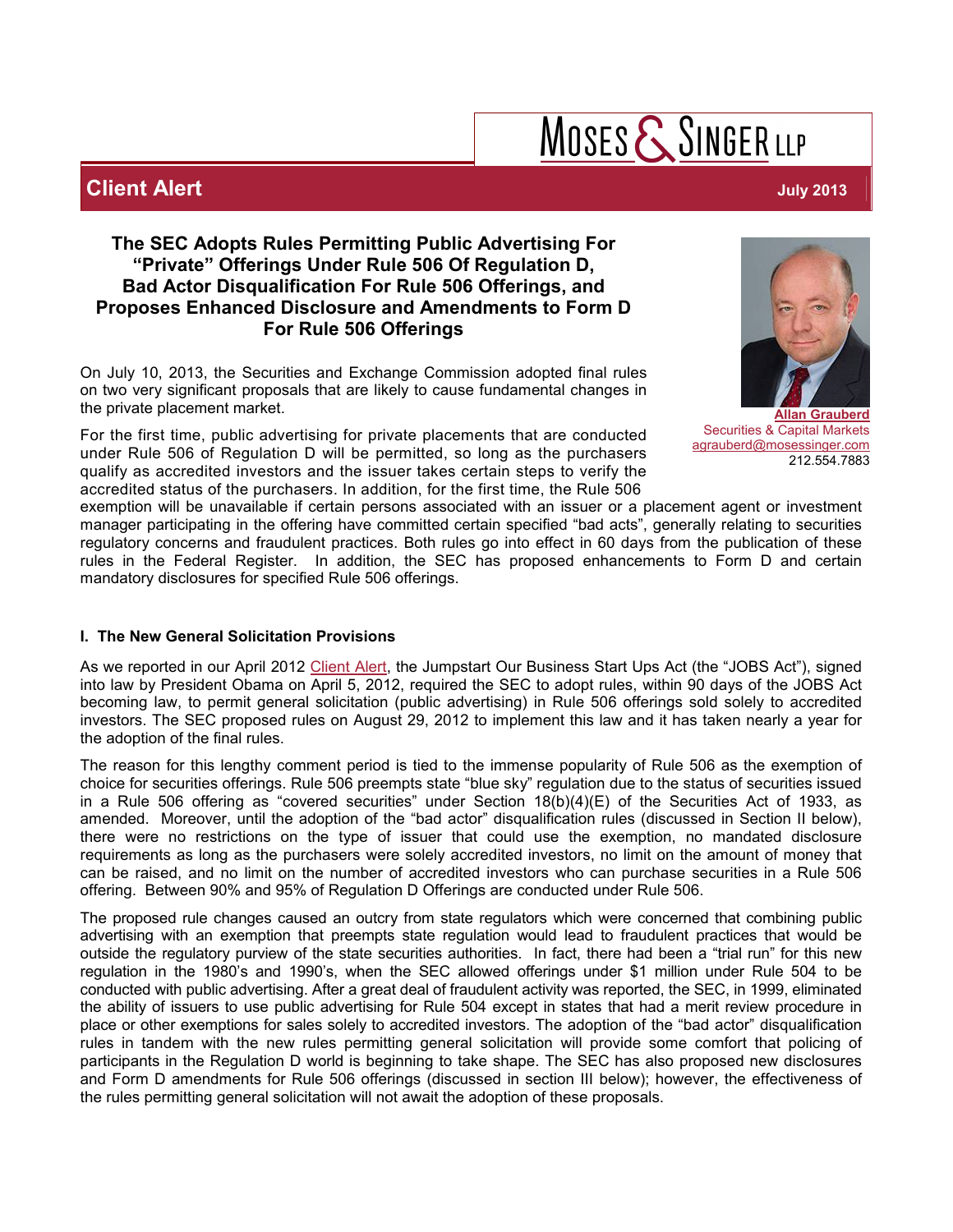MOSES & SINGER LLP

## Client Alert

July 2013

# The SEC Adopts Rules Permitting Public Advertising For "Private" Offerings Under Rule 506 Of Regulation D, Bad Actor Disqualification For Rule 506 Offerings, and Proposes Enhanced Disclosure and Amendments to Form D For Rule 506 Offerings

**Allan Grauberd**
Securities & Capital Markets
agrauberd@mosessinger.com
212.554.7883

On July 10, 2013, the Securities and Exchange Commission adopted final rules on two very significant proposals that are likely to cause fundamental changes in the private placement market.

For the first time, public advertising for private placements that are conducted under Rule 506 of Regulation D will be permitted, so long as the purchasers qualify as accredited investors and the issuer takes certain steps to verify the accredited status of the purchasers. In addition, for the first time, the Rule 506 exemption will be unavailable if certain persons associated with an issuer or a placement agent or investment manager participating in the offering have committed certain specified "bad acts", generally relating to securities regulatory concerns and fraudulent practices. Both rules go into effect in 60 days from the publication of these rules in the Federal Register. In addition, the SEC has proposed enhancements to Form D and certain mandatory disclosures for specified Rule 506 offerings.

### I. The New General Solicitation Provisions

As we reported in our April 2012 Client Alert, the Jumpstart Our Business Start Ups Act (the "JOBS Act"), signed into law by President Obama on April 5, 2012, required the SEC to adopt rules, within 90 days of the JOBS Act becoming law, to permit general solicitation (public advertising) in Rule 506 offerings sold solely to accredited investors. The SEC proposed rules on August 29, 2012 to implement this law and it has taken nearly a year for the adoption of the final rules.

The reason for this lengthy comment period is tied to the immense popularity of Rule 506 as the exemption of choice for securities offerings. Rule 506 preempts state "blue sky" regulation due to the status of securities issued in a Rule 506 offering as "covered securities" under Section 18(b)(4)(E) of the Securities Act of 1933, as amended. Moreover, until the adoption of the "bad actor" disqualification rules (discussed in Section II below), there were no restrictions on the type of issuer that could use the exemption, no mandated disclosure requirements as long as the purchasers were solely accredited investors, no limit on the amount of money that can be raised, and no limit on the number of accredited investors who can purchase securities in a Rule 506 offering. Between 90% and 95% of Regulation D Offerings are conducted under Rule 506.

The proposed rule changes caused an outcry from state regulators which were concerned that combining public advertising with an exemption that preempts state regulation would lead to fraudulent practices that would be outside the regulatory purview of the state securities authorities. In fact, there had been a "trial run" for this new regulation in the 1980's and 1990's, when the SEC allowed offerings under $1 million under Rule 504 to be conducted with public advertising. After a great deal of fraudulent activity was reported, the SEC, in 1999, eliminated the ability of issuers to use public advertising for Rule 504 except in states that had a merit review procedure in place or other exemptions for sales solely to accredited investors. The adoption of the "bad actor" disqualification rules in tandem with the new rules permitting general solicitation will provide some comfort that policing of participants in the Regulation D world is beginning to take shape. The SEC has also proposed new disclosures and Form D amendments for Rule 506 offerings (discussed in section III below); however, the effectiveness of the rules permitting general solicitation will not await the adoption of these proposals.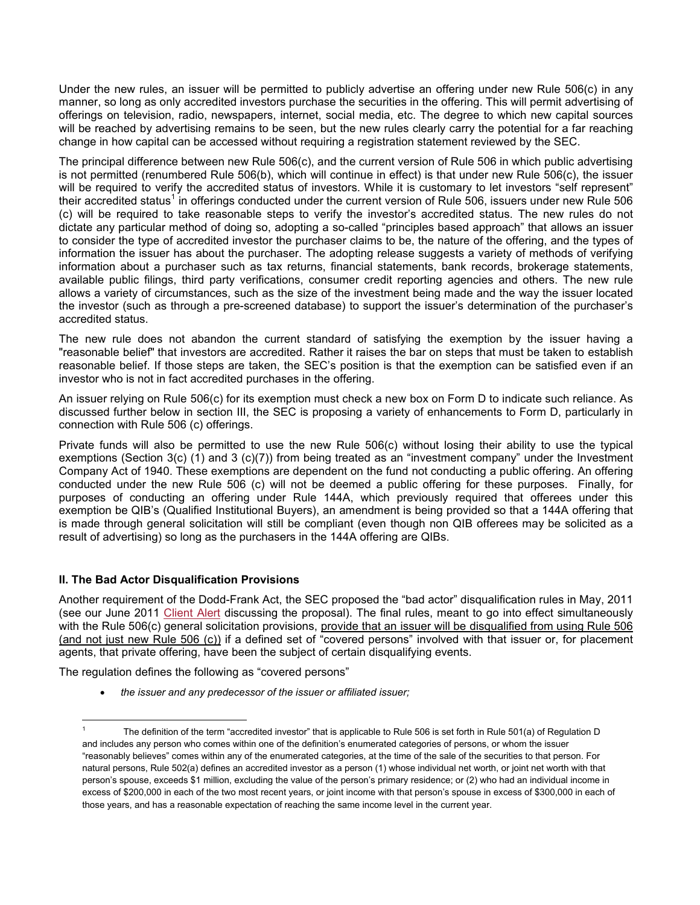Under the new rules, an issuer will be permitted to publicly advertise an offering under new Rule 506(c) in any manner, so long as only accredited investors purchase the securities in the offering. This will permit advertising of offerings on television, radio, newspapers, internet, social media, etc. The degree to which new capital sources will be reached by advertising remains to be seen, but the new rules clearly carry the potential for a far reaching change in how capital can be accessed without requiring a registration statement reviewed by the SEC.

The principal difference between new Rule 506(c), and the current version of Rule 506 in which public advertising is not permitted (renumbered Rule 506(b), which will continue in effect) is that under new Rule 506(c), the issuer will be required to verify the accredited status of investors. While it is customary to let investors "self represent" their accredited status[1] in offerings conducted under the current version of Rule 506, issuers under new Rule 506 (c) will be required to take reasonable steps to verify the investor's accredited status. The new rules do not dictate any particular method of doing so, adopting a so-called "principles based approach" that allows an issuer to consider the type of accredited investor the purchaser claims to be, the nature of the offering, and the types of information the issuer has about the purchaser. The adopting release suggests a variety of methods of verifying information about a purchaser such as tax returns, financial statements, bank records, brokerage statements, available public filings, third party verifications, consumer credit reporting agencies and others. The new rule allows a variety of circumstances, such as the size of the investment being made and the way the issuer located the investor (such as through a pre-screened database) to support the issuer's determination of the purchaser's accredited status.

The new rule does not abandon the current standard of satisfying the exemption by the issuer having a "reasonable belief" that investors are accredited. Rather it raises the bar on steps that must be taken to establish reasonable belief. If those steps are taken, the SEC's position is that the exemption can be satisfied even if an investor who is not in fact accredited purchases in the offering.

An issuer relying on Rule 506(c) for its exemption must check a new box on Form D to indicate such reliance. As discussed further below in section III, the SEC is proposing a variety of enhancements to Form D, particularly in connection with Rule 506 (c) offerings.

Private funds will also be permitted to use the new Rule 506(c) without losing their ability to use the typical exemptions (Section 3(c) (1) and 3 (c)(7)) from being treated as an "investment company" under the Investment Company Act of 1940. These exemptions are dependent on the fund not conducting a public offering. An offering conducted under the new Rule 506 (c) will not be deemed a public offering for these purposes. Finally, for purposes of conducting an offering under Rule 144A, which previously required that offerees under this exemption be QIB's (Qualified Institutional Buyers), an amendment is being provided so that a 144A offering that is made through general solicitation will still be compliant (even though non QIB offerees may be solicited as a result of advertising) so long as the purchasers in the 144A offering are QIBs.

## II. The Bad Actor Disqualification Provisions

Another requirement of the Dodd-Frank Act, the SEC proposed the "bad actor" disqualification rules in May, 2011 (see our June 2011 Client Alert discussing the proposal). The final rules, meant to go into effect simultaneously with the Rule 506(c) general solicitation provisions, provide that an issuer will be disqualified from using Rule 506 (and not just new Rule 506 (c)) if a defined set of "covered persons" involved with that issuer or, for placement agents, that private offering, have been the subject of certain disqualifying events.

The regulation defines the following as "covered persons"

- *the issuer and any predecessor of the issuer or affiliated issuer;*

---

[1] The definition of the term "accredited investor" that is applicable to Rule 506 is set forth in Rule 501(a) of Regulation D and includes any person who comes within one of the definition's enumerated categories of persons, or whom the issuer "reasonably believes" comes within any of the enumerated categories, at the time of the sale of the securities to that person. For natural persons, Rule 502(a) defines an accredited investor as a person (1) whose individual net worth, or joint net worth with that person's spouse, exceeds $1 million, excluding the value of the person's primary residence; or (2) who had an individual income in excess of $200,000 in each of the two most recent years, or joint income with that person's spouse in excess of $300,000 in each of those years, and has a reasonable expectation of reaching the same income level in the current year.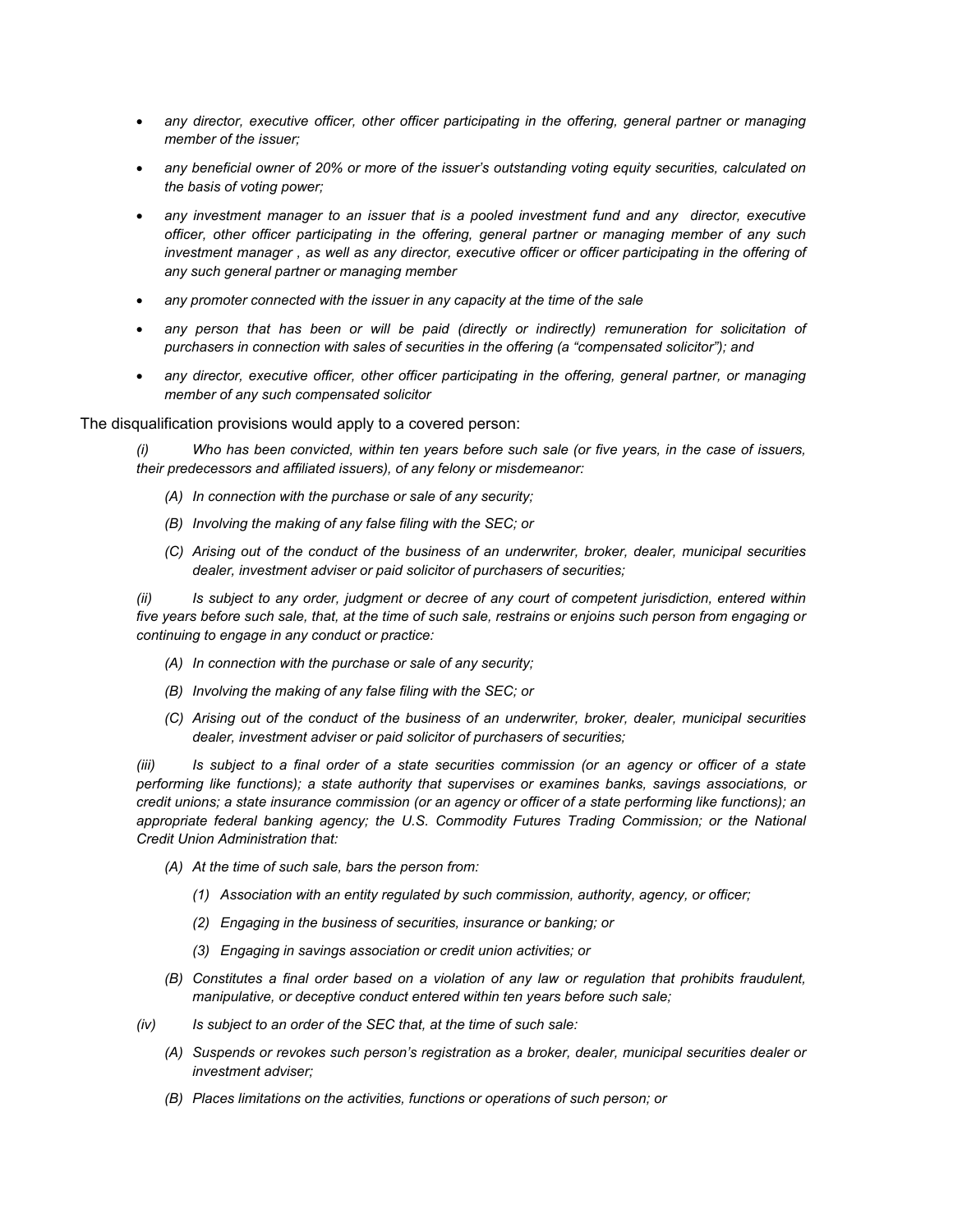- *any director, executive officer, other officer participating in the offering, general partner or managing member of the issuer;*
- *any beneficial owner of 20% or more of the issuer's outstanding voting equity securities, calculated on the basis of voting power;*
- *any investment manager to an issuer that is a pooled investment fund and any director, executive officer, other officer participating in the offering, general partner or managing member of any such investment manager , as well as any director, executive officer or officer participating in the offering of any such general partner or managing member*
- *any promoter connected with the issuer in any capacity at the time of the sale*
- *any person that has been or will be paid (directly or indirectly) remuneration for solicitation of purchasers in connection with sales of securities in the offering (a "compensated solicitor"); and*
- *any director, executive officer, other officer participating in the offering, general partner, or managing member of any such compensated solicitor*

The disqualification provisions would apply to a covered person:

> *(i) Who has been convicted, within ten years before such sale (or five years, in the case of issuers, their predecessors and affiliated issuers), of any felony or misdemeanor:*
>
> - *(A) In connection with the purchase or sale of any security;*
> - *(B) Involving the making of any false filing with the SEC; or*
> - *(C) Arising out of the conduct of the business of an underwriter, broker, dealer, municipal securities dealer, investment adviser or paid solicitor of purchasers of securities;*
>
> *(ii) Is subject to any order, judgment or decree of any court of competent jurisdiction, entered within five years before such sale, that, at the time of such sale, restrains or enjoins such person from engaging or continuing to engage in any conduct or practice:*
>
> - *(A) In connection with the purchase or sale of any security;*
> - *(B) Involving the making of any false filing with the SEC; or*
> - *(C) Arising out of the conduct of the business of an underwriter, broker, dealer, municipal securities dealer, investment adviser or paid solicitor of purchasers of securities;*
>
> *(iii) Is subject to a final order of a state securities commission (or an agency or officer of a state performing like functions); a state authority that supervises or examines banks, savings associations, or credit unions; a state insurance commission (or an agency or officer of a state performing like functions); an appropriate federal banking agency; the U.S. Commodity Futures Trading Commission; or the National Credit Union Administration that:*
>
> - *(A) At the time of such sale, bars the person from:*
>   - *(1) Association with an entity regulated by such commission, authority, agency, or officer;*
>   - *(2) Engaging in the business of securities, insurance or banking; or*
>   - *(3) Engaging in savings association or credit union activities; or*
> - *(B) Constitutes a final order based on a violation of any law or regulation that prohibits fraudulent, manipulative, or deceptive conduct entered within ten years before such sale;*
>
> *(iv) Is subject to an order of the SEC that, at the time of such sale:*
>
> - *(A) Suspends or revokes such person's registration as a broker, dealer, municipal securities dealer or investment adviser;*
> - *(B) Places limitations on the activities, functions or operations of such person; or*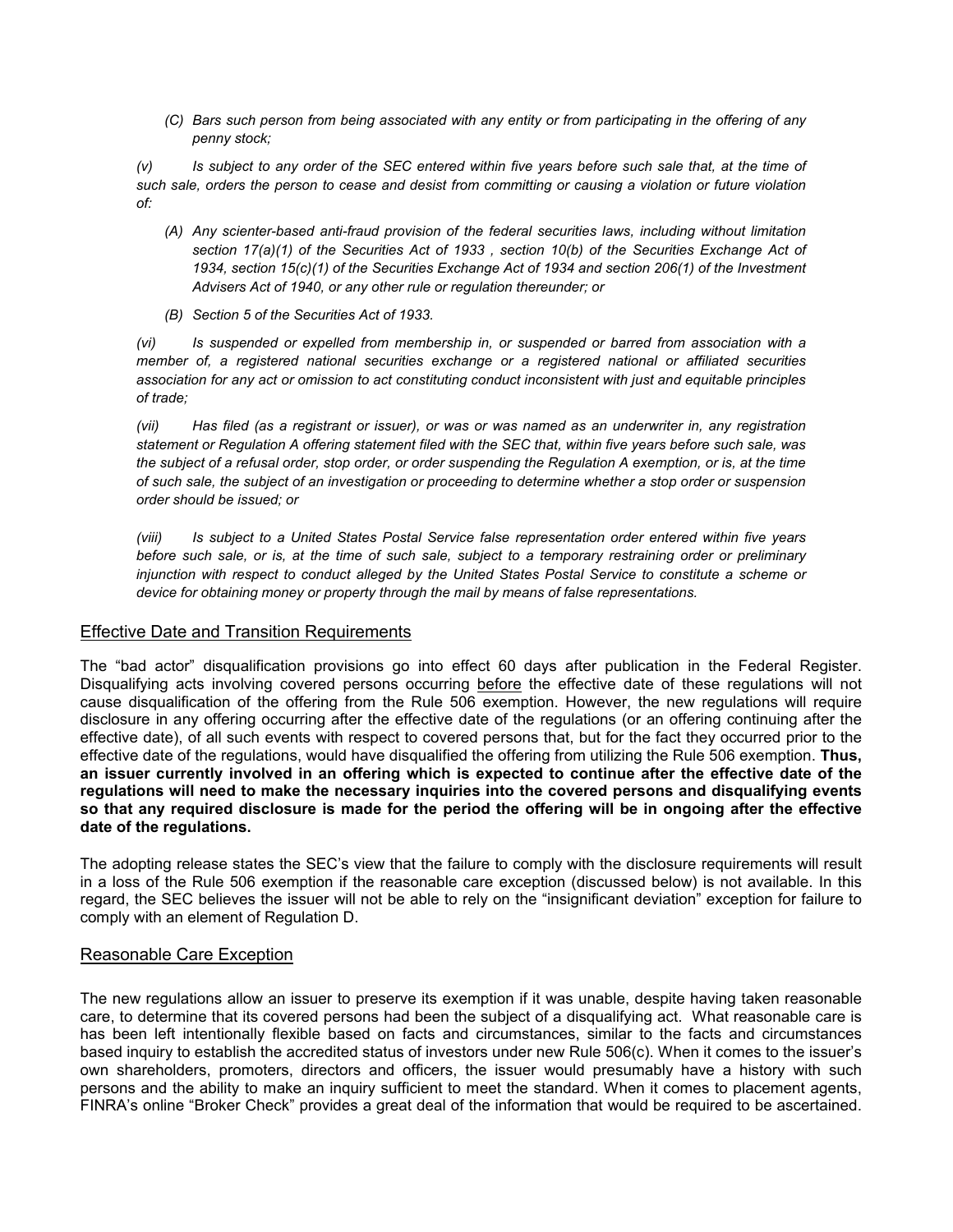*(C) Bars such person from being associated with any entity or from participating in the offering of any penny stock;*

*(v) Is subject to any order of the SEC entered within five years before such sale that, at the time of such sale, orders the person to cease and desist from committing or causing a violation or future violation of:*

*(A) Any scienter-based anti-fraud provision of the federal securities laws, including without limitation section 17(a)(1) of the Securities Act of 1933 , section 10(b) of the Securities Exchange Act of 1934, section 15(c)(1) of the Securities Exchange Act of 1934 and section 206(1) of the Investment Advisers Act of 1940, or any other rule or regulation thereunder; or*

*(B) Section 5 of the Securities Act of 1933.*

*(vi) Is suspended or expelled from membership in, or suspended or barred from association with a member of, a registered national securities exchange or a registered national or affiliated securities association for any act or omission to act constituting conduct inconsistent with just and equitable principles of trade;*

*(vii) Has filed (as a registrant or issuer), or was or was named as an underwriter in, any registration statement or Regulation A offering statement filed with the SEC that, within five years before such sale, was the subject of a refusal order, stop order, or order suspending the Regulation A exemption, or is, at the time of such sale, the subject of an investigation or proceeding to determine whether a stop order or suspension order should be issued; or*

*(viii) Is subject to a United States Postal Service false representation order entered within five years before such sale, or is, at the time of such sale, subject to a temporary restraining order or preliminary injunction with respect to conduct alleged by the United States Postal Service to constitute a scheme or device for obtaining money or property through the mail by means of false representations.*

## Effective Date and Transition Requirements

The "bad actor" disqualification provisions go into effect 60 days after publication in the Federal Register. Disqualifying acts involving covered persons occurring before the effective date of these regulations will not cause disqualification of the offering from the Rule 506 exemption. However, the new regulations will require disclosure in any offering occurring after the effective date of the regulations (or an offering continuing after the effective date), of all such events with respect to covered persons that, but for the fact they occurred prior to the effective date of the regulations, would have disqualified the offering from utilizing the Rule 506 exemption. **Thus, an issuer currently involved in an offering which is expected to continue after the effective date of the regulations will need to make the necessary inquiries into the covered persons and disqualifying events so that any required disclosure is made for the period the offering will be in ongoing after the effective date of the regulations.**

The adopting release states the SEC's view that the failure to comply with the disclosure requirements will result in a loss of the Rule 506 exemption if the reasonable care exception (discussed below) is not available. In this regard, the SEC believes the issuer will not be able to rely on the "insignificant deviation" exception for failure to comply with an element of Regulation D.

## Reasonable Care Exception

The new regulations allow an issuer to preserve its exemption if it was unable, despite having taken reasonable care, to determine that its covered persons had been the subject of a disqualifying act. What reasonable care is has been left intentionally flexible based on facts and circumstances, similar to the facts and circumstances based inquiry to establish the accredited status of investors under new Rule 506(c). When it comes to the issuer's own shareholders, promoters, directors and officers, the issuer would presumably have a history with such persons and the ability to make an inquiry sufficient to meet the standard. When it comes to placement agents, FINRA's online "Broker Check" provides a great deal of the information that would be required to be ascertained.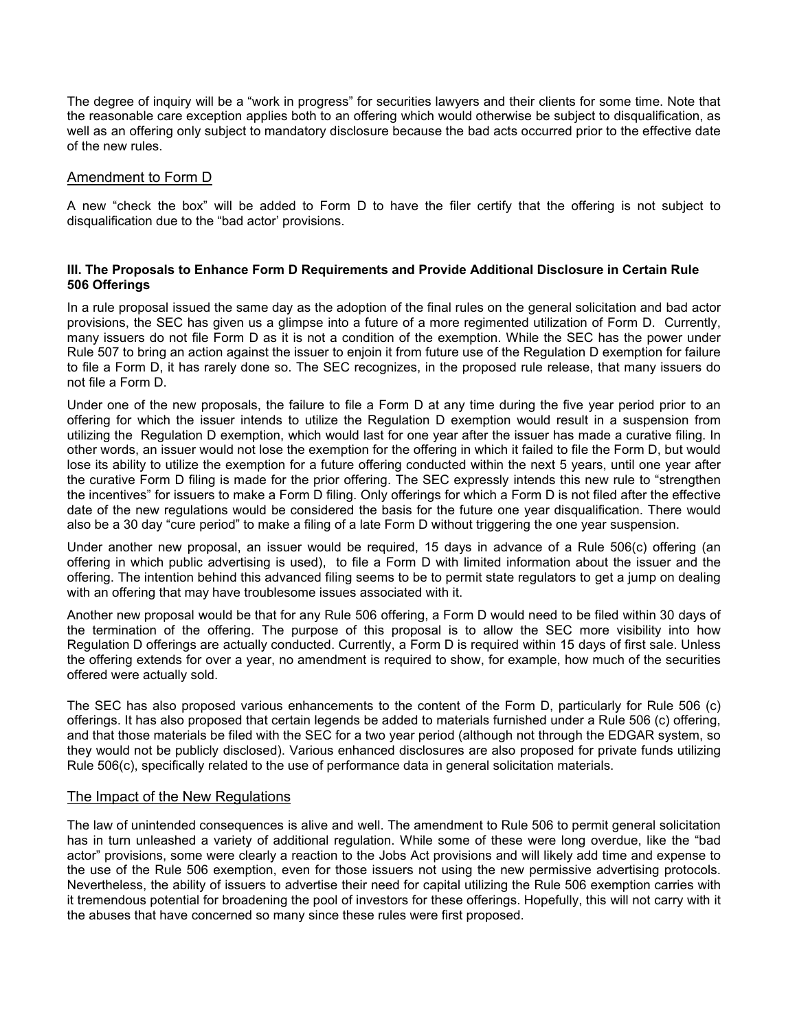The degree of inquiry will be a "work in progress" for securities lawyers and their clients for some time. Note that the reasonable care exception applies both to an offering which would otherwise be subject to disqualification, as well as an offering only subject to mandatory disclosure because the bad acts occurred prior to the effective date of the new rules.

## Amendment to Form D

A new "check the box" will be added to Form D to have the filer certify that the offering is not subject to disqualification due to the "bad actor' provisions.

### III. The Proposals to Enhance Form D Requirements and Provide Additional Disclosure in Certain Rule 506 Offerings

In a rule proposal issued the same day as the adoption of the final rules on the general solicitation and bad actor provisions, the SEC has given us a glimpse into a future of a more regimented utilization of Form D. Currently, many issuers do not file Form D as it is not a condition of the exemption. While the SEC has the power under Rule 507 to bring an action against the issuer to enjoin it from future use of the Regulation D exemption for failure to file a Form D, it has rarely done so. The SEC recognizes, in the proposed rule release, that many issuers do not file a Form D.

Under one of the new proposals, the failure to file a Form D at any time during the five year period prior to an offering for which the issuer intends to utilize the Regulation D exemption would result in a suspension from utilizing the Regulation D exemption, which would last for one year after the issuer has made a curative filing. In other words, an issuer would not lose the exemption for the offering in which it failed to file the Form D, but would lose its ability to utilize the exemption for a future offering conducted within the next 5 years, until one year after the curative Form D filing is made for the prior offering. The SEC expressly intends this new rule to "strengthen the incentives" for issuers to make a Form D filing. Only offerings for which a Form D is not filed after the effective date of the new regulations would be considered the basis for the future one year disqualification. There would also be a 30 day "cure period" to make a filing of a late Form D without triggering the one year suspension.

Under another new proposal, an issuer would be required, 15 days in advance of a Rule 506(c) offering (an offering in which public advertising is used), to file a Form D with limited information about the issuer and the offering. The intention behind this advanced filing seems to be to permit state regulators to get a jump on dealing with an offering that may have troublesome issues associated with it.

Another new proposal would be that for any Rule 506 offering, a Form D would need to be filed within 30 days of the termination of the offering. The purpose of this proposal is to allow the SEC more visibility into how Regulation D offerings are actually conducted. Currently, a Form D is required within 15 days of first sale. Unless the offering extends for over a year, no amendment is required to show, for example, how much of the securities offered were actually sold.

The SEC has also proposed various enhancements to the content of the Form D, particularly for Rule 506 (c) offerings. It has also proposed that certain legends be added to materials furnished under a Rule 506 (c) offering, and that those materials be filed with the SEC for a two year period (although not through the EDGAR system, so they would not be publicly disclosed). Various enhanced disclosures are also proposed for private funds utilizing Rule 506(c), specifically related to the use of performance data in general solicitation materials.

## The Impact of the New Regulations

The law of unintended consequences is alive and well. The amendment to Rule 506 to permit general solicitation has in turn unleashed a variety of additional regulation. While some of these were long overdue, like the "bad actor" provisions, some were clearly a reaction to the Jobs Act provisions and will likely add time and expense to the use of the Rule 506 exemption, even for those issuers not using the new permissive advertising protocols. Nevertheless, the ability of issuers to advertise their need for capital utilizing the Rule 506 exemption carries with it tremendous potential for broadening the pool of investors for these offerings. Hopefully, this will not carry with it the abuses that have concerned so many since these rules were first proposed.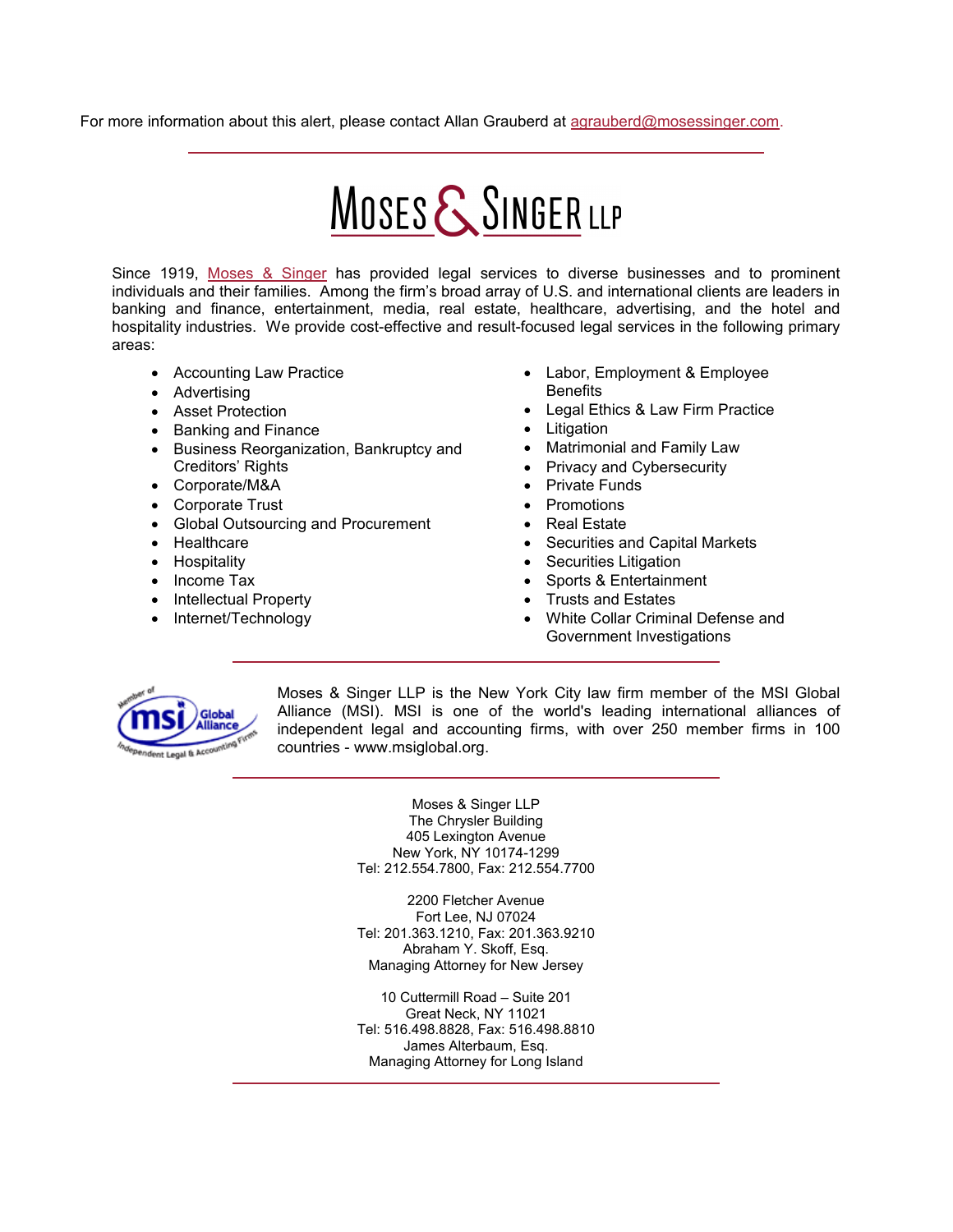For more information about this alert, please contact Allan Grauberd at agrauberd@mosessinger.com.

---

# MOSES & SINGER LLP

Since 1919, Moses & Singer has provided legal services to diverse businesses and to prominent individuals and their families. Among the firm's broad array of U.S. and international clients are leaders in banking and finance, entertainment, media, real estate, healthcare, advertising, and the hotel and hospitality industries. We provide cost-effective and result-focused legal services in the following primary areas:

- Accounting Law Practice
- Advertising
- Asset Protection
- Banking and Finance
- Business Reorganization, Bankruptcy and Creditors' Rights
- Corporate/M&A
- Corporate Trust
- Global Outsourcing and Procurement
- Healthcare
- Hospitality
- Income Tax
- Intellectual Property
- Internet/Technology
- Labor, Employment & Employee Benefits
- Legal Ethics & Law Firm Practice
- Litigation
- Matrimonial and Family Law
- Privacy and Cybersecurity
- Private Funds
- Promotions
- Real Estate
- Securities and Capital Markets
- Securities Litigation
- Sports & Entertainment
- Trusts and Estates
- White Collar Criminal Defense and Government Investigations

---

Moses & Singer LLP is the New York City law firm member of the MSI Global Alliance (MSI). MSI is one of the world's leading international alliances of independent legal and accounting firms, with over 250 member firms in 100 countries - www.msiglobal.org.

---

Moses & Singer LLP
The Chrysler Building
405 Lexington Avenue
New York, NY 10174-1299
Tel: 212.554.7800, Fax: 212.554.7700

2200 Fletcher Avenue
Fort Lee, NJ 07024
Tel: 201.363.1210, Fax: 201.363.9210
Abraham Y. Skoff, Esq.
Managing Attorney for New Jersey

10 Cuttermill Road – Suite 201
Great Neck, NY 11021
Tel: 516.498.8828, Fax: 516.498.8810
James Alterbaum, Esq.
Managing Attorney for Long Island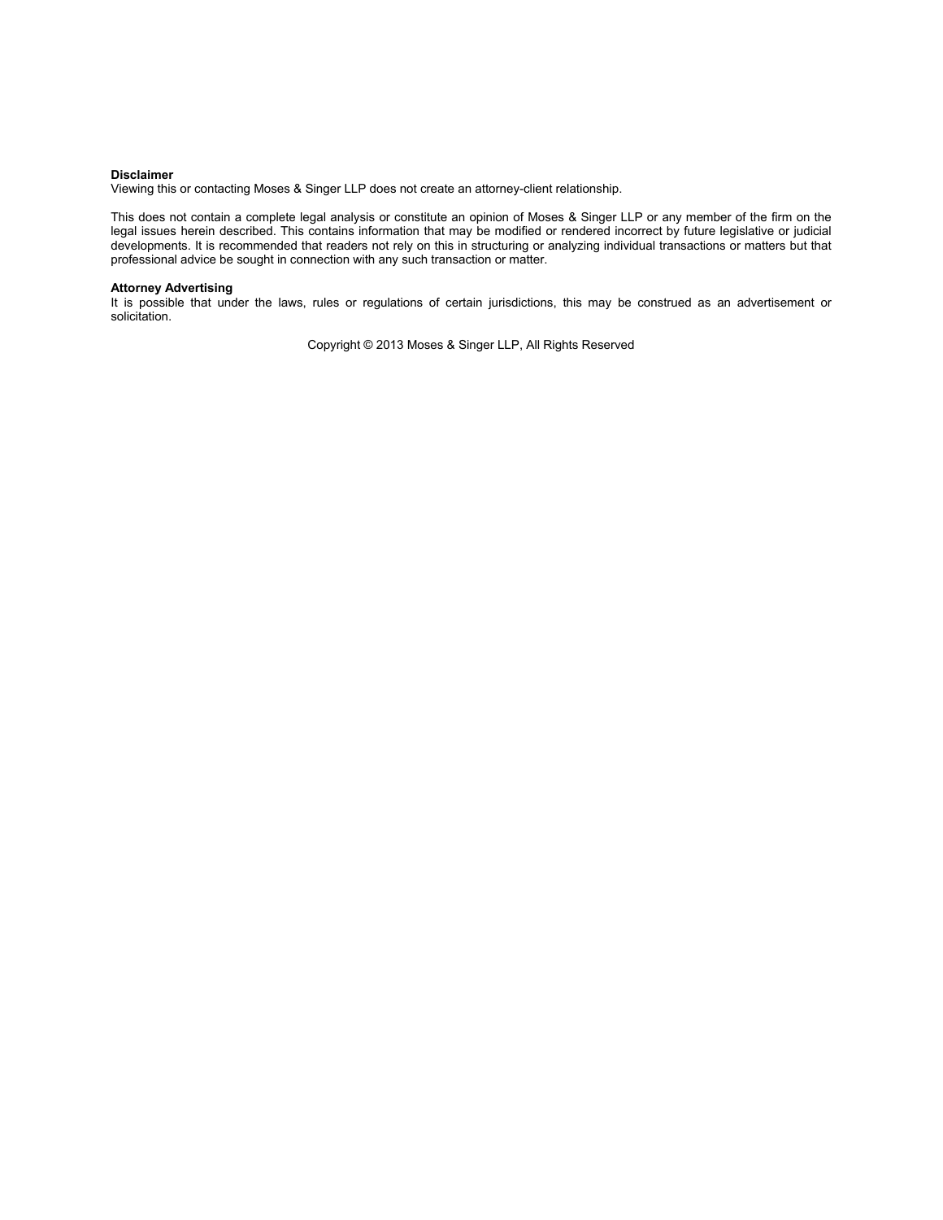**Disclaimer**
Viewing this or contacting Moses & Singer LLP does not create an attorney-client relationship.

This does not contain a complete legal analysis or constitute an opinion of Moses & Singer LLP or any member of the firm on the legal issues herein described. This contains information that may be modified or rendered incorrect by future legislative or judicial developments. It is recommended that readers not rely on this in structuring or analyzing individual transactions or matters but that professional advice be sought in connection with any such transaction or matter.

**Attorney Advertising**
It is possible that under the laws, rules or regulations of certain jurisdictions, this may be construed as an advertisement or solicitation.

Copyright © 2013 Moses & Singer LLP, All Rights Reserved